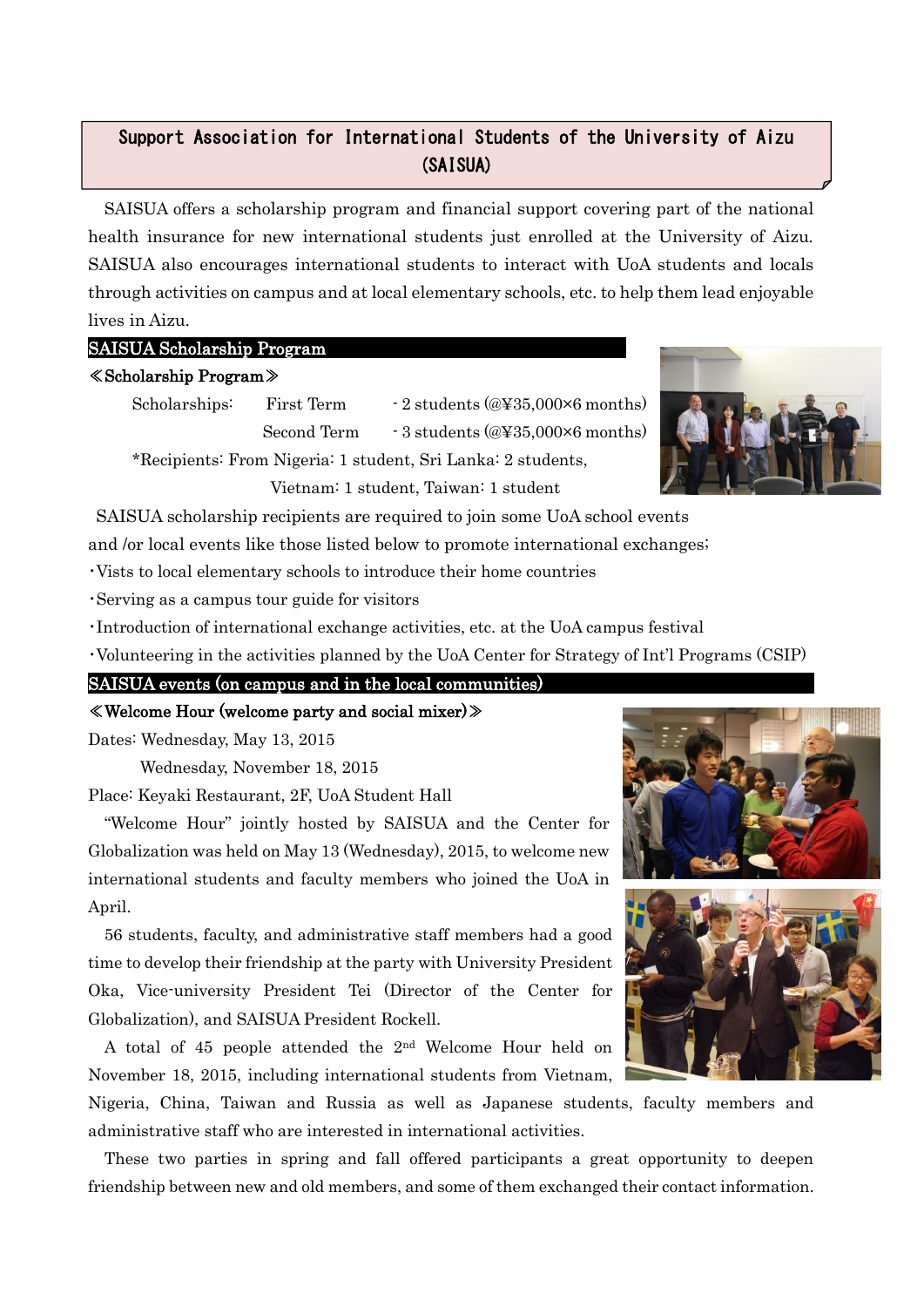# Support Association for International Students of the University of Aizu (SAISUA)

SAISUA offers a scholarship program and financial support covering part of the national health insurance for new international students just enrolled at the University of Aizu. SAISUA also encourages international students to interact with UoA students and locals through activities on campus and at local elementary schools, etc. to help them lead enjoyable lives in Aizu.

## SAISUA Scholarship Program

### ≪Scholarship Program≫

Scholarships: First Term - 2 students (@¥35,000×6 months)

Second Term - 3 students (@¥35,000×6 months)

*Recipients: From Nigeria: 1 student, Sri Lanka: 2 students, Vietnam: 1 student, Taiwan: 1 student

SAISUA scholarship recipients are required to join some UoA school events and /or local events like those listed below to promote international exchanges;

- Vists to local elementary schools to introduce their home countries
- Serving as a campus tour guide for visitors
- Introduction of international exchange activities, etc. at the UoA campus festival
- Volunteering in the activities planned by the UoA Center for Strategy of Int'l Programs (CSIP)

## SAISUA events (on campus and in the local communities)

### ≪Welcome Hour (welcome party and social mixer)≫

Dates: Wednesday, May 13, 2015

Wednesday, November 18, 2015

Place: Keyaki Restaurant, 2F, UoA Student Hall

"Welcome Hour" jointly hosted by SAISUA and the Center for Globalization was held on May 13 (Wednesday), 2015, to welcome new international students and faculty members who joined the UoA in April.

56 students, faculty, and administrative staff members had a good time to develop their friendship at the party with University President Oka, Vice-university President Tei (Director of the Center for Globalization), and SAISUA President Rockell.

A total of 45 people attended the 2nd Welcome Hour held on November 18, 2015, including international students from Vietnam, Nigeria, China, Taiwan and Russia as well as Japanese students, faculty members and administrative staff who are interested in international activities.

These two parties in spring and fall offered participants a great opportunity to deepen friendship between new and old members, and some of them exchanged their contact information.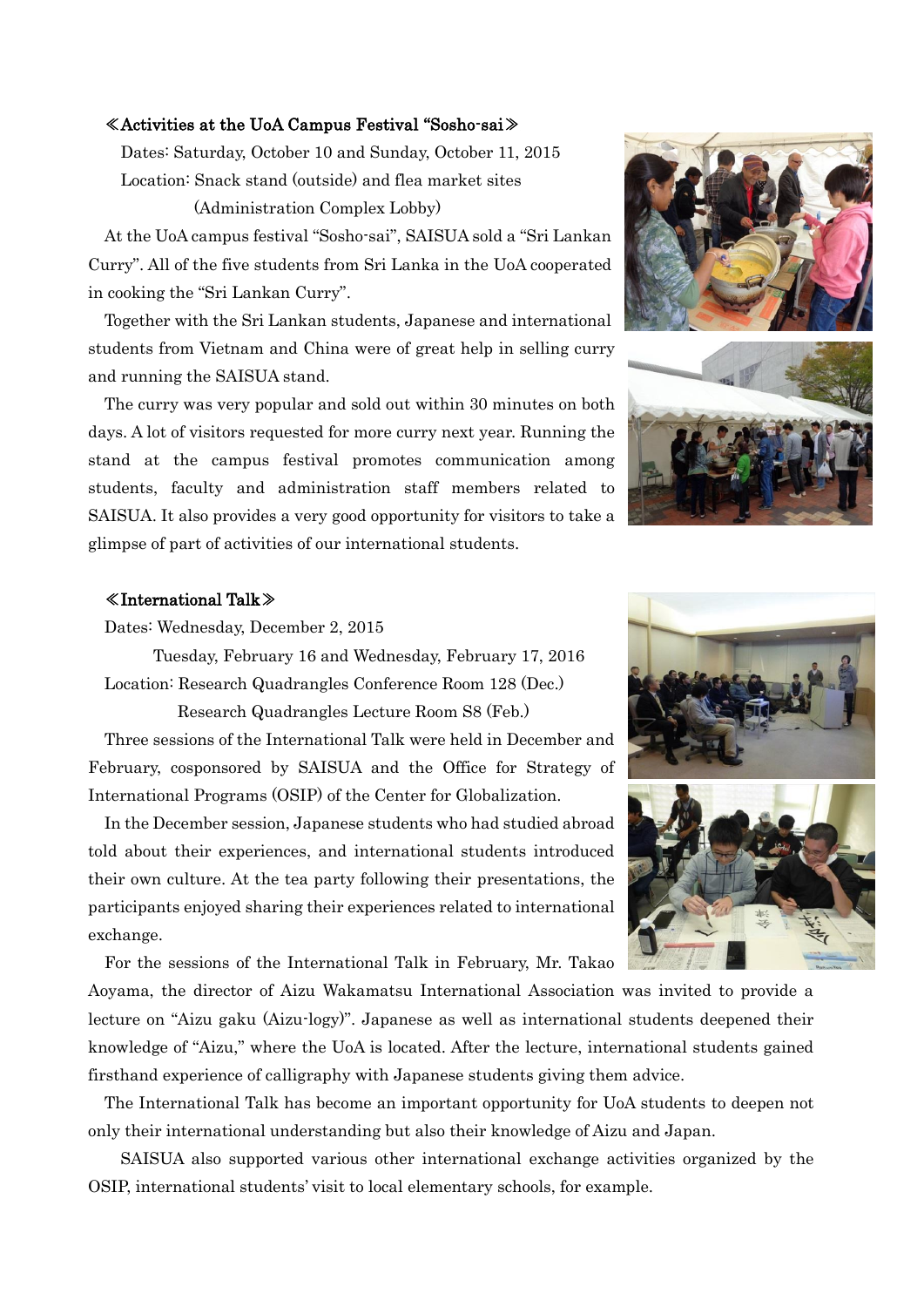## ≪Activities at the UoA Campus Festival "Sosho-sai≫

Dates: Saturday, October 10 and Sunday, October 11, 2015

Location: Snack stand (outside) and flea market sites

(Administration Complex Lobby)

At the UoA campus festival "Sosho-sai", SAISUA sold a "Sri Lankan Curry". All of the five students from Sri Lanka in the UoA cooperated in cooking the "Sri Lankan Curry".

Together with the Sri Lankan students, Japanese and international students from Vietnam and China were of great help in selling curry and running the SAISUA stand.

The curry was very popular and sold out within 30 minutes on both days. A lot of visitors requested for more curry next year. Running the stand at the campus festival promotes communication among students, faculty and administration staff members related to SAISUA. It also provides a very good opportunity for visitors to take a glimpse of part of activities of our international students.

## ≪International Talk≫

Dates: Wednesday, December 2, 2015

Tuesday, February 16 and Wednesday, February 17, 2016

Location: Research Quadrangles Conference Room 128 (Dec.)

Research Quadrangles Lecture Room S8 (Feb.)

Three sessions of the International Talk were held in December and February, cosponsored by SAISUA and the Office for Strategy of International Programs (OSIP) of the Center for Globalization.

In the December session, Japanese students who had studied abroad told about their experiences, and international students introduced their own culture. At the tea party following their presentations, the participants enjoyed sharing their experiences related to international exchange.

For the sessions of the International Talk in February, Mr. Takao Aoyama, the director of Aizu Wakamatsu International Association was invited to provide a lecture on "Aizu gaku (Aizu-logy)". Japanese as well as international students deepened their knowledge of "Aizu," where the UoA is located. After the lecture, international students gained firsthand experience of calligraphy with Japanese students giving them advice.

The International Talk has become an important opportunity for UoA students to deepen not only their international understanding but also their knowledge of Aizu and Japan.

SAISUA also supported various other international exchange activities organized by the OSIP, international students' visit to local elementary schools, for example.